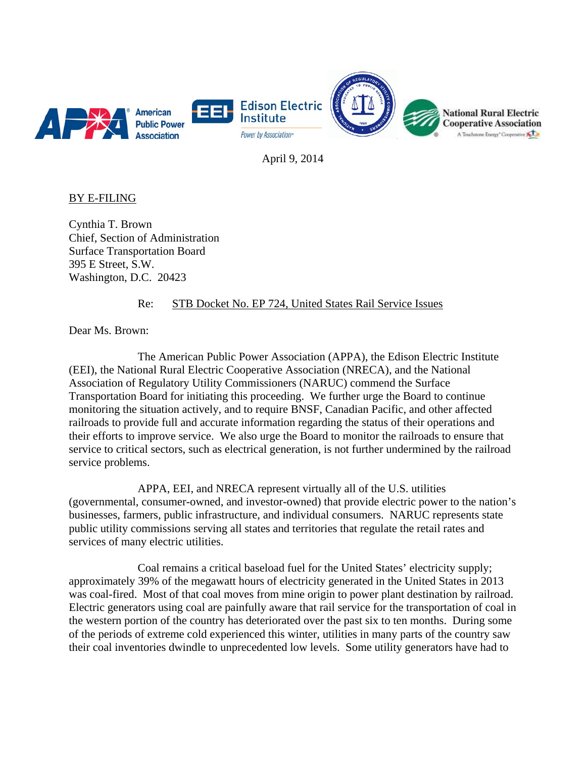April 9, 2014

BY E-FILING

Cynthia T. Brown
Chief, Section of Administration
Surface Transportation Board
395 E Street, S.W.
Washington, D.C. 20423

Re: STB Docket No. EP 724, United States Rail Service Issues

Dear Ms. Brown:

The American Public Power Association (APPA), the Edison Electric Institute (EEI), the National Rural Electric Cooperative Association (NRECA), and the National Association of Regulatory Utility Commissioners (NARUC) commend the Surface Transportation Board for initiating this proceeding. We further urge the Board to continue monitoring the situation actively, and to require BNSF, Canadian Pacific, and other affected railroads to provide full and accurate information regarding the status of their operations and their efforts to improve service. We also urge the Board to monitor the railroads to ensure that service to critical sectors, such as electrical generation, is not further undermined by the railroad service problems.

APPA, EEI, and NRECA represent virtually all of the U.S. utilities (governmental, consumer-owned, and investor-owned) that provide electric power to the nation's businesses, farmers, public infrastructure, and individual consumers. NARUC represents state public utility commissions serving all states and territories that regulate the retail rates and services of many electric utilities.

Coal remains a critical baseload fuel for the United States' electricity supply; approximately 39% of the megawatt hours of electricity generated in the United States in 2013 was coal-fired. Most of that coal moves from mine origin to power plant destination by railroad. Electric generators using coal are painfully aware that rail service for the transportation of coal in the western portion of the country has deteriorated over the past six to ten months. During some of the periods of extreme cold experienced this winter, utilities in many parts of the country saw their coal inventories dwindle to unprecedented low levels. Some utility generators have had to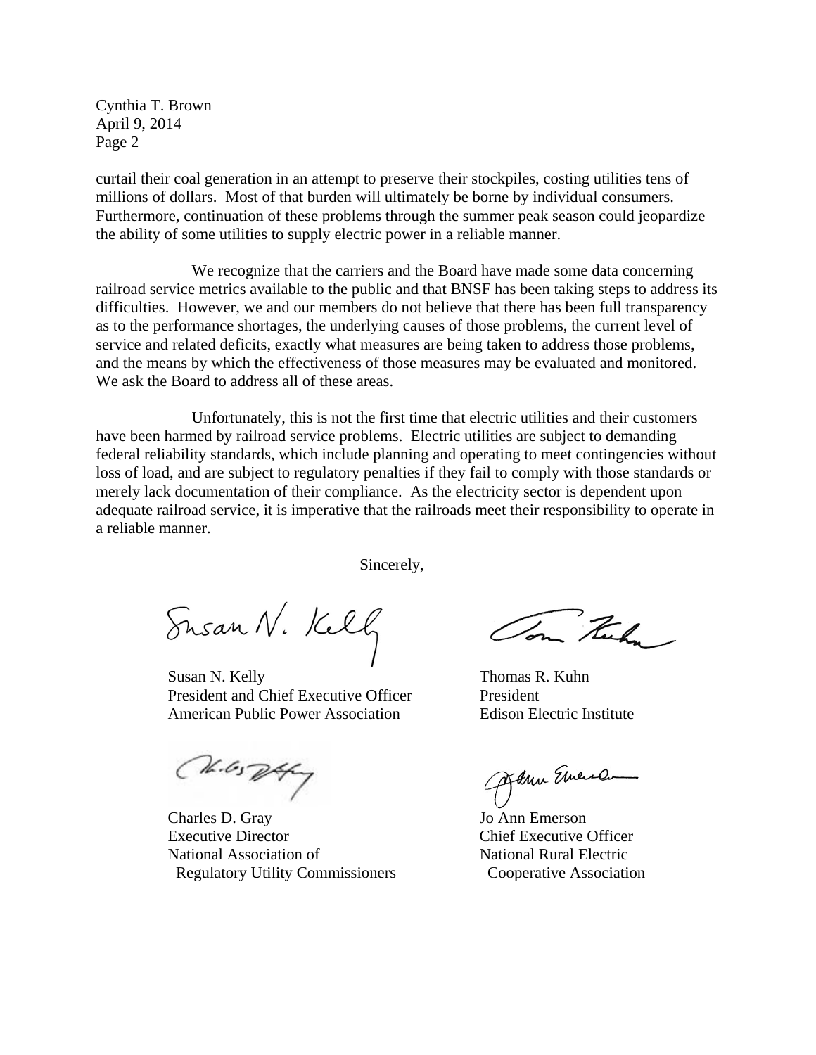curtail their coal generation in an attempt to preserve their stockpiles, costing utilities tens of millions of dollars. Most of that burden will ultimately be borne by individual consumers. Furthermore, continuation of these problems through the summer peak season could jeopardize the ability of some utilities to supply electric power in a reliable manner.

We recognize that the carriers and the Board have made some data concerning railroad service metrics available to the public and that BNSF has been taking steps to address its difficulties. However, we and our members do not believe that there has been full transparency as to the performance shortages, the underlying causes of those problems, the current level of service and related deficits, exactly what measures are being taken to address those problems, and the means by which the effectiveness of those measures may be evaluated and monitored. We ask the Board to address all of these areas.

Unfortunately, this is not the first time that electric utilities and their customers have been harmed by railroad service problems. Electric utilities are subject to demanding federal reliability standards, which include planning and operating to meet contingencies without loss of load, and are subject to regulatory penalties if they fail to comply with those standards or merely lack documentation of their compliance. As the electricity sector is dependent upon adequate railroad service, it is imperative that the railroads meet their responsibility to operate in a reliable manner.

Sincerely,

Susan N. Kelly
President and Chief Executive Officer
American Public Power Association

Thomas R. Kuhn
President
Edison Electric Institute

Charles D. Gray
Executive Director
National Association of
Regulatory Utility Commissioners

Jo Ann Emerson
Chief Executive Officer
National Rural Electric
Cooperative Association